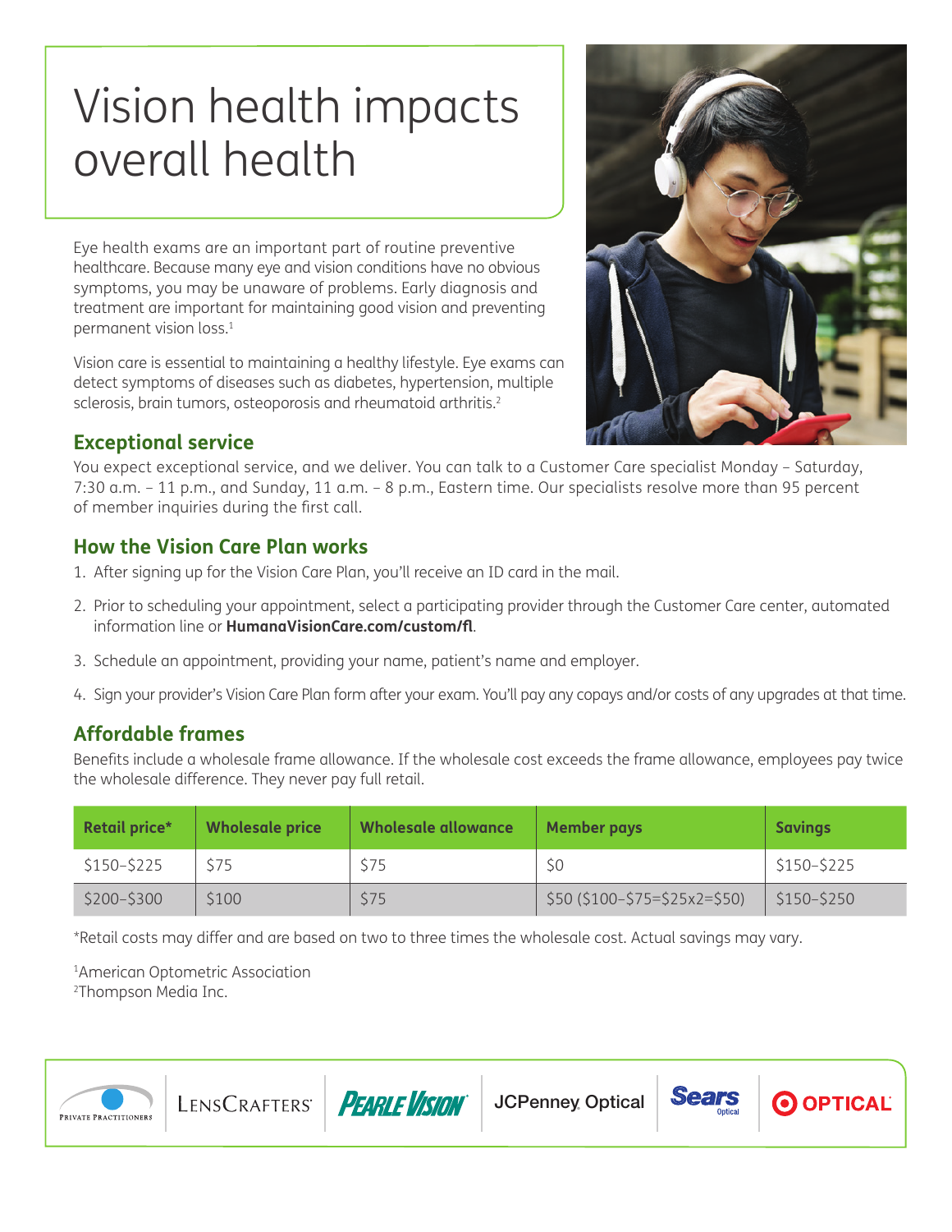# Vision health impacts overall health

Eye health exams are an important part of routine preventive healthcare. Because many eye and vision conditions have no obvious symptoms, you may be unaware of problems. Early diagnosis and treatment are important for maintaining good vision and preventing permanent vision loss.[1]

Vision care is essential to maintaining a healthy lifestyle. Eye exams can detect symptoms of diseases such as diabetes, hypertension, multiple sclerosis, brain tumors, osteoporosis and rheumatoid arthritis.[2]

## Exceptional service

You expect exceptional service, and we deliver. You can talk to a Customer Care specialist Monday – Saturday, 7:30 a.m. – 11 p.m., and Sunday, 11 a.m. – 8 p.m., Eastern time. Our specialists resolve more than 95 percent of member inquiries during the first call.

## How the Vision Care Plan works

1. After signing up for the Vision Care Plan, you'll receive an ID card in the mail.
2. Prior to scheduling your appointment, select a participating provider through the Customer Care center, automated information line or **HumanaVisionCare.com/custom/fl**.
3. Schedule an appointment, providing your name, patient's name and employer.
4. Sign your provider's Vision Care Plan form after your exam. You'll pay any copays and/or costs of any upgrades at that time.

## Affordable frames

Benefits include a wholesale frame allowance. If the wholesale cost exceeds the frame allowance, employees pay twice the wholesale difference. They never pay full retail.

| Retail price* | Wholesale price | Wholesale allowance | Member pays | Savings |
|---|---|---|---|---|
| $150–$225 | $75 | $75 | $0 | $150–$225 |
| $200–$300 | $100 | $75 | $50 ($100–$75=$25x2=$50) | $150–$250 |

*Retail costs may differ and are based on two to three times the wholesale cost. Actual savings may vary.

[1]American Optometric Association
[2]Thompson Media Inc.

Private Practitioners | LensCrafters | Pearle Vision | JCPenney Optical | Sears Optical | Target Optical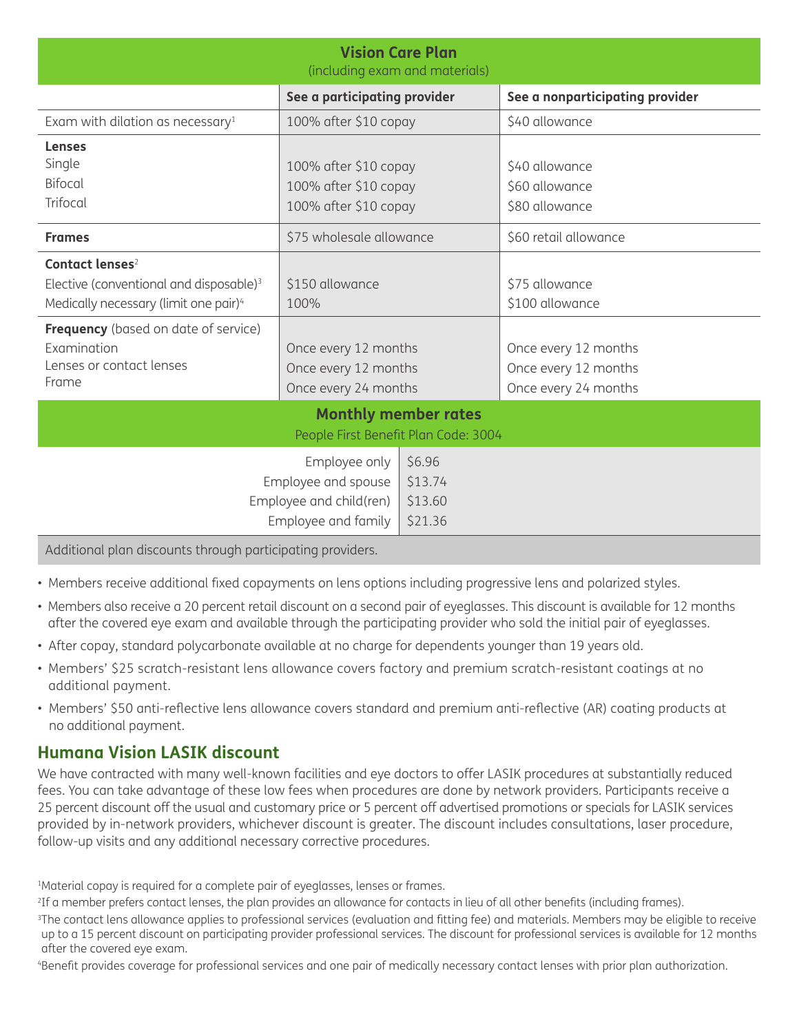## Vision Care Plan

(including exam and materials)

| | See a participating provider | See a nonparticipating provider |
|---|---|---|
| Exam with dilation as necessary[1] | 100% after $10 copay | $40 allowance |
| **Lenses** | | |
| Single | 100% after $10 copay | $40 allowance |
| Bifocal | 100% after $10 copay | $60 allowance |
| Trifocal | 100% after $10 copay | $80 allowance |
| **Frames** | $75 wholesale allowance | $60 retail allowance |
| **Contact lenses**[2] | | |
| Elective (conventional and disposable)[3] | $150 allowance | $75 allowance |
| Medically necessary (limit one pair)[4] | 100% | $100 allowance |
| **Frequency** (based on date of service) | | |
| Examination | Once every 12 months | Once every 12 months |
| Lenses or contact lenses | Once every 12 months | Once every 12 months |
| Frame | Once every 24 months | Once every 24 months |

## Monthly member rates

People First Benefit Plan Code: 3004

| Coverage | Rate |
|---|---|
| Employee only | $6.96 |
| Employee and spouse | $13.74 |
| Employee and child(ren) | $13.60 |
| Employee and family | $21.36 |

Additional plan discounts through participating providers.

- Members receive additional fixed copayments on lens options including progressive lens and polarized styles.
- Members also receive a 20 percent retail discount on a second pair of eyeglasses. This discount is available for 12 months after the covered eye exam and available through the participating provider who sold the initial pair of eyeglasses.
- After copay, standard polycarbonate available at no charge for dependents younger than 19 years old.
- Members' $25 scratch-resistant lens allowance covers factory and premium scratch-resistant coatings at no additional payment.
- Members' $50 anti-reflective lens allowance covers standard and premium anti-reflective (AR) coating products at no additional payment.

## Humana Vision LASIK discount

We have contracted with many well-known facilities and eye doctors to offer LASIK procedures at substantially reduced fees. You can take advantage of these low fees when procedures are done by network providers. Participants receive a 25 percent discount off the usual and customary price or 5 percent off advertised promotions or specials for LASIK services provided by in-network providers, whichever discount is greater. The discount includes consultations, laser procedure, follow-up visits and any additional necessary corrective procedures.

[1]Material copay is required for a complete pair of eyeglasses, lenses or frames.

[2]If a member prefers contact lenses, the plan provides an allowance for contacts in lieu of all other benefits (including frames).

[3]The contact lens allowance applies to professional services (evaluation and fitting fee) and materials. Members may be eligible to receive up to a 15 percent discount on participating provider professional services. The discount for professional services is available for 12 months after the covered eye exam.

[4]Benefit provides coverage for professional services and one pair of medically necessary contact lenses with prior plan authorization.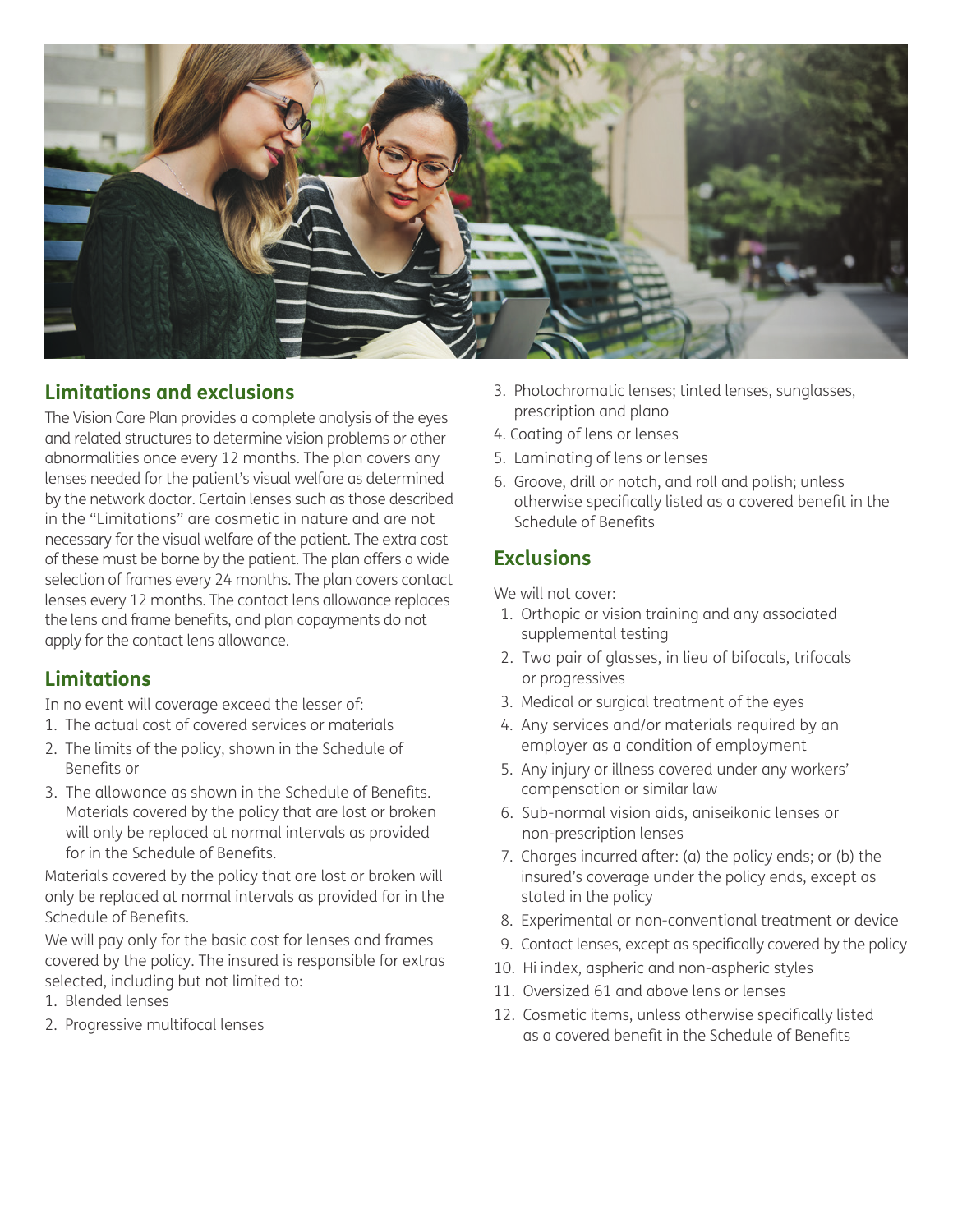## Limitations and exclusions

The Vision Care Plan provides a complete analysis of the eyes and related structures to determine vision problems or other abnormalities once every 12 months. The plan covers any lenses needed for the patient's visual welfare as determined by the network doctor. Certain lenses such as those described in the "Limitations" are cosmetic in nature and are not necessary for the visual welfare of the patient. The extra cost of these must be borne by the patient. The plan offers a wide selection of frames every 24 months. The plan covers contact lenses every 12 months. The contact lens allowance replaces the lens and frame benefits, and plan copayments do not apply for the contact lens allowance.

## Limitations

In no event will coverage exceed the lesser of:

1. The actual cost of covered services or materials
2. The limits of the policy, shown in the Schedule of Benefits or
3. The allowance as shown in the Schedule of Benefits. Materials covered by the policy that are lost or broken will only be replaced at normal intervals as provided for in the Schedule of Benefits.

Materials covered by the policy that are lost or broken will only be replaced at normal intervals as provided for in the Schedule of Benefits.

We will pay only for the basic cost for lenses and frames covered by the policy. The insured is responsible for extras selected, including but not limited to:

1. Blended lenses
2. Progressive multifocal lenses
3. Photochromatic lenses; tinted lenses, sunglasses, prescription and plano
4. Coating of lens or lenses
5. Laminating of lens or lenses
6. Groove, drill or notch, and roll and polish; unless otherwise specifically listed as a covered benefit in the Schedule of Benefits

## Exclusions

We will not cover:

1. Orthopic or vision training and any associated supplemental testing
2. Two pair of glasses, in lieu of bifocals, trifocals or progressives
3. Medical or surgical treatment of the eyes
4. Any services and/or materials required by an employer as a condition of employment
5. Any injury or illness covered under any workers' compensation or similar law
6. Sub-normal vision aids, aniseikonic lenses or non-prescription lenses
7. Charges incurred after: (a) the policy ends; or (b) the insured's coverage under the policy ends, except as stated in the policy
8. Experimental or non-conventional treatment or device
9. Contact lenses, except as specifically covered by the policy
10. Hi index, aspheric and non-aspheric styles
11. Oversized 61 and above lens or lenses
12. Cosmetic items, unless otherwise specifically listed as a covered benefit in the Schedule of Benefits